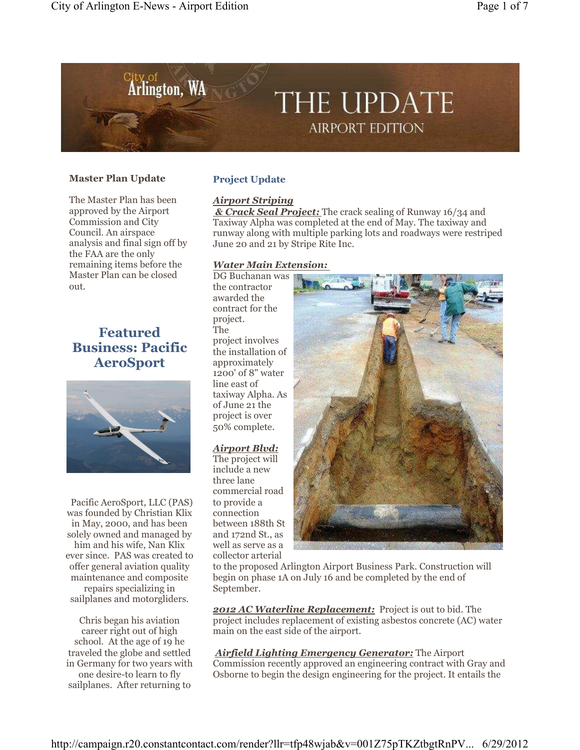# THE UPDATE
## AIRPORT EDITION

City of Arlington, WA

### Master Plan Update

The Master Plan has been approved by the Airport Commission and City Council. An airspace analysis and final sign off by the FAA are the only remaining items before the Master Plan can be closed out.

## Featured Business: Pacific AeroSport

Pacific AeroSport, LLC (PAS) was founded by Christian Klix in May, 2000, and has been solely owned and managed by him and his wife, Nan Klix ever since. PAS was created to offer general aviation quality maintenance and composite repairs specializing in sailplanes and motorgliders.

Chris began his aviation career right out of high school. At the age of 19 he traveled the globe and settled in Germany for two years with one desire-to learn to fly sailplanes. After returning to

### Project Update

***Airport Striping & Crack Seal Project:*** The crack sealing of Runway 16/34 and Taxiway Alpha was completed at the end of May. The taxiway and runway along with multiple parking lots and roadways were restriped June 20 and 21 by Stripe Rite Inc.

***Water Main Extension:*** DG Buchanan was the contractor awarded the contract for the project. The project involves the installation of approximately 1200' of 8" water line east of taxiway Alpha. As of June 21 the project is over 50% complete.

***Airport Blvd:*** The project will include a new three lane commercial road to provide a connection between 188th St and 172nd St., as well as serve as a collector arterial to the proposed Arlington Airport Business Park. Construction will begin on phase 1A on July 16 and be completed by the end of September.

***2012 AC Waterline Replacement:*** Project is out to bid. The project includes replacement of existing asbestos concrete (AC) water main on the east side of the airport.

***Airfield Lighting Emergency Generator:*** The Airport Commission recently approved an engineering contract with Gray and Osborne to begin the design engineering for the project. It entails the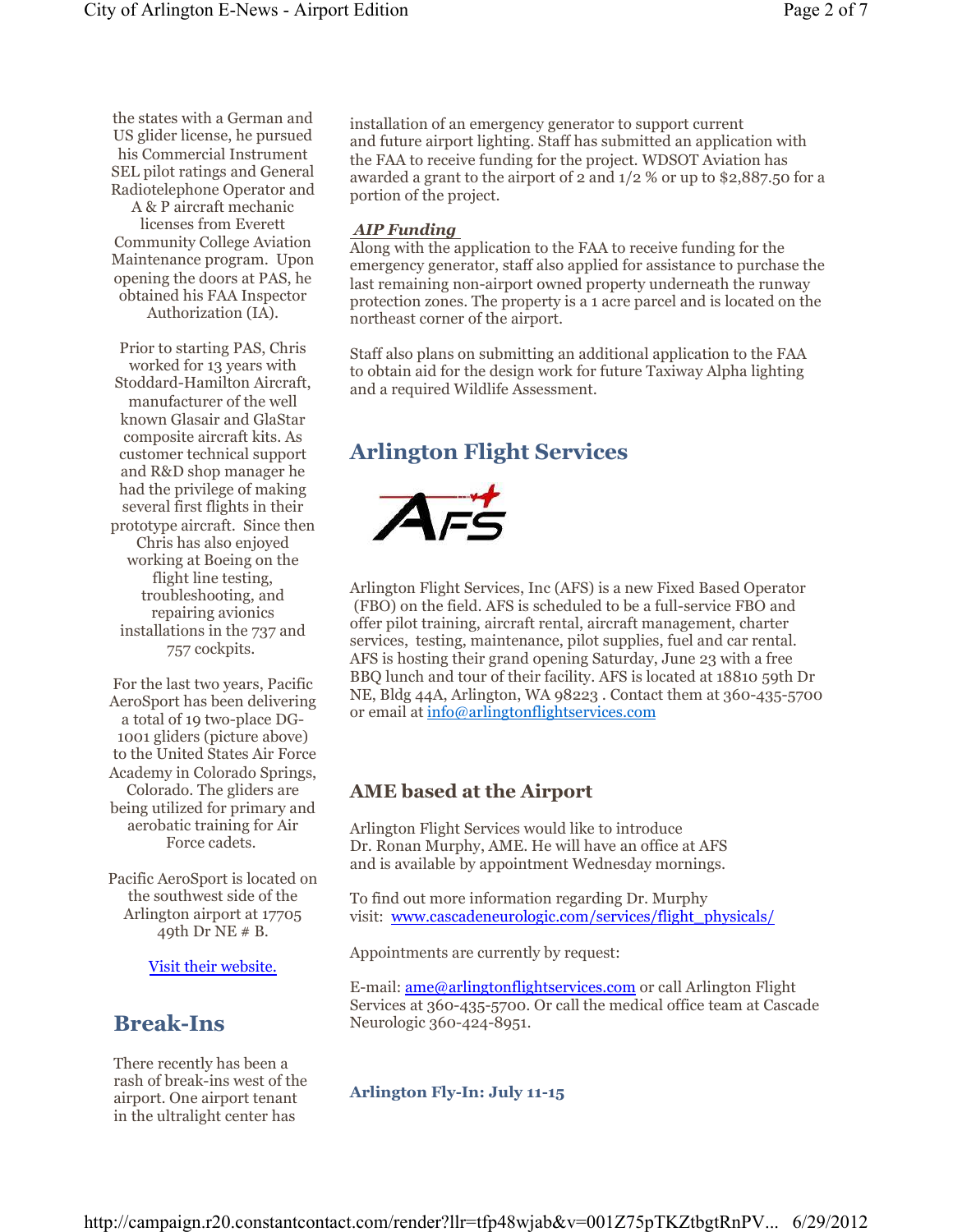the states with a German and US glider license, he pursued his Commercial Instrument SEL pilot ratings and General Radiotelephone Operator and A & P aircraft mechanic licenses from Everett Community College Aviation Maintenance program. Upon opening the doors at PAS, he obtained his FAA Inspector Authorization (IA).

Prior to starting PAS, Chris worked for 13 years with Stoddard-Hamilton Aircraft, manufacturer of the well known Glasair and GlaStar composite aircraft kits. As customer technical support and R&D shop manager he had the privilege of making several first flights in their prototype aircraft. Since then Chris has also enjoyed working at Boeing on the flight line testing, troubleshooting, and repairing avionics installations in the 737 and 757 cockpits.

For the last two years, Pacific AeroSport has been delivering a total of 19 two-place DG-1001 gliders (picture above) to the United States Air Force Academy in Colorado Springs, Colorado. The gliders are being utilized for primary and aerobatic training for Air Force cadets.

Pacific AeroSport is located on the southwest side of the Arlington airport at 17705 49th Dr NE # B.

[Visit their website.]

## Break-Ins

There recently has been a rash of break-ins west of the airport. One airport tenant in the ultralight center has

installation of an emergency generator to support current and future airport lighting. Staff has submitted an application with the FAA to receive funding for the project. WDSOT Aviation has awarded a grant to the airport of 2 and 1/2 % or up to $2,887.50 for a portion of the project.

***AIP Funding***

Along with the application to the FAA to receive funding for the emergency generator, staff also applied for assistance to purchase the last remaining non-airport owned property underneath the runway protection zones. The property is a 1 acre parcel and is located on the northeast corner of the airport.

Staff also plans on submitting an additional application to the FAA to obtain aid for the design work for future Taxiway Alpha lighting and a required Wildlife Assessment.

## Arlington Flight Services

Arlington Flight Services, Inc (AFS) is a new Fixed Based Operator (FBO) on the field. AFS is scheduled to be a full-service FBO and offer pilot training, aircraft rental, aircraft management, charter services, testing, maintenance, pilot supplies, fuel and car rental. AFS is hosting their grand opening Saturday, June 23 with a free BBQ lunch and tour of their facility. AFS is located at 18810 59th Dr NE, Bldg 44A, Arlington, WA 98223 . Contact them at 360-435-5700 or email at info@arlingtonflightservices.com

### AME based at the Airport

Arlington Flight Services would like to introduce Dr. Ronan Murphy, AME. He will have an office at AFS and is available by appointment Wednesday mornings.

To find out more information regarding Dr. Murphy visit: www.cascadeneurologic.com/services/flight_physicals/

Appointments are currently by request:

E-mail: ame@arlingtonflightservices.com or call Arlington Flight Services at 360-435-5700. Or call the medical office team at Cascade Neurologic 360-424-8951.

### Arlington Fly-In: July 11-15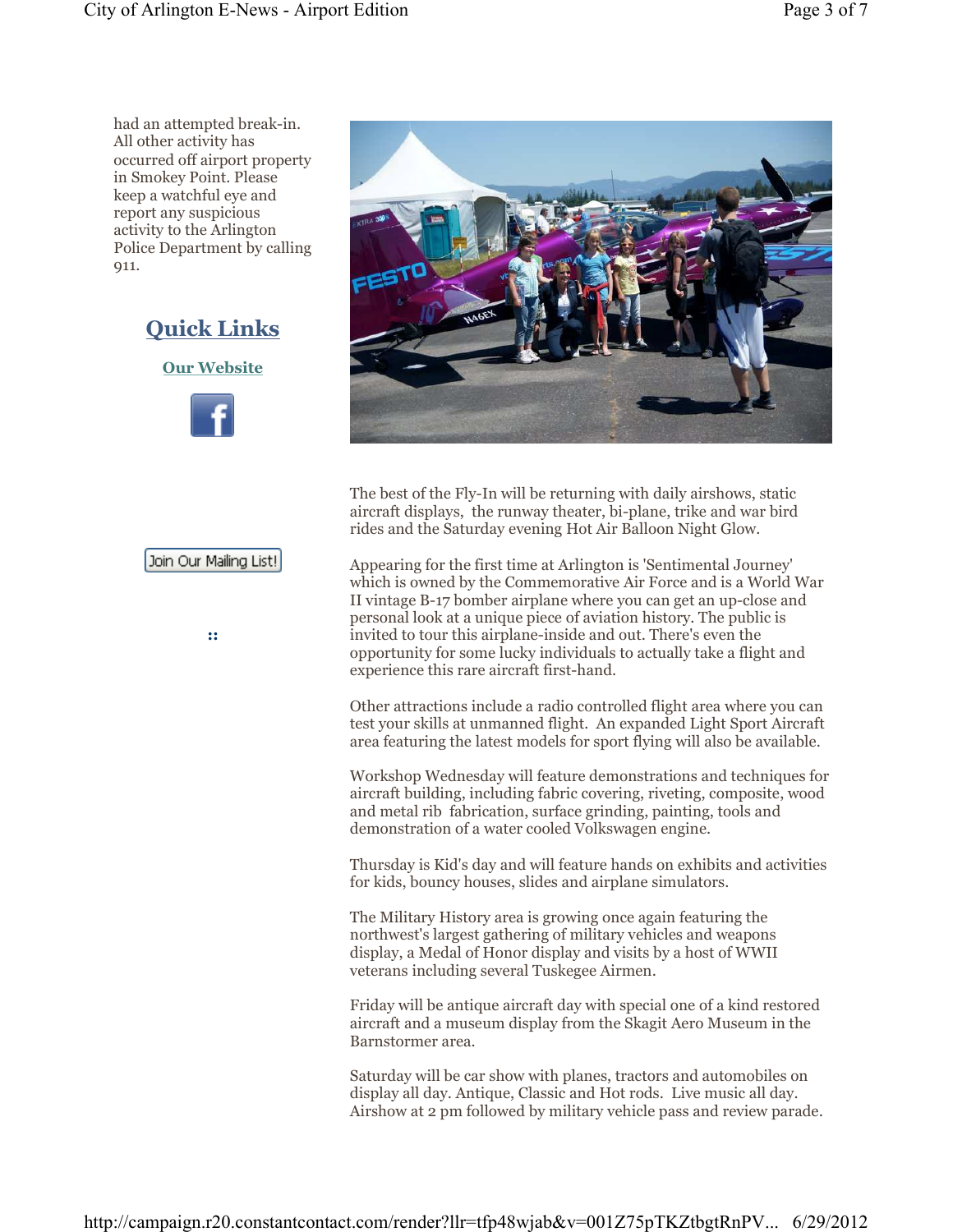had an attempted break-in. All other activity has occurred off airport property in Smokey Point. Please keep a watchful eye and report any suspicious activity to the Arlington Police Department by calling 911.

## Quick Links

**Our Website**

Join Our Mailing List!

::

The best of the Fly-In will be returning with daily airshows, static aircraft displays, the runway theater, bi-plane, trike and war bird rides and the Saturday evening Hot Air Balloon Night Glow.

Appearing for the first time at Arlington is 'Sentimental Journey' which is owned by the Commemorative Air Force and is a World War II vintage B-17 bomber airplane where you can get an up-close and personal look at a unique piece of aviation history. The public is invited to tour this airplane-inside and out. There's even the opportunity for some lucky individuals to actually take a flight and experience this rare aircraft first-hand.

Other attractions include a radio controlled flight area where you can test your skills at unmanned flight. An expanded Light Sport Aircraft area featuring the latest models for sport flying will also be available.

Workshop Wednesday will feature demonstrations and techniques for aircraft building, including fabric covering, riveting, composite, wood and metal rib fabrication, surface grinding, painting, tools and demonstration of a water cooled Volkswagen engine.

Thursday is Kid's day and will feature hands on exhibits and activities for kids, bouncy houses, slides and airplane simulators.

The Military History area is growing once again featuring the northwest's largest gathering of military vehicles and weapons display, a Medal of Honor display and visits by a host of WWII veterans including several Tuskegee Airmen.

Friday will be antique aircraft day with special one of a kind restored aircraft and a museum display from the Skagit Aero Museum in the Barnstormer area.

Saturday will be car show with planes, tractors and automobiles on display all day. Antique, Classic and Hot rods. Live music all day. Airshow at 2 pm followed by military vehicle pass and review parade.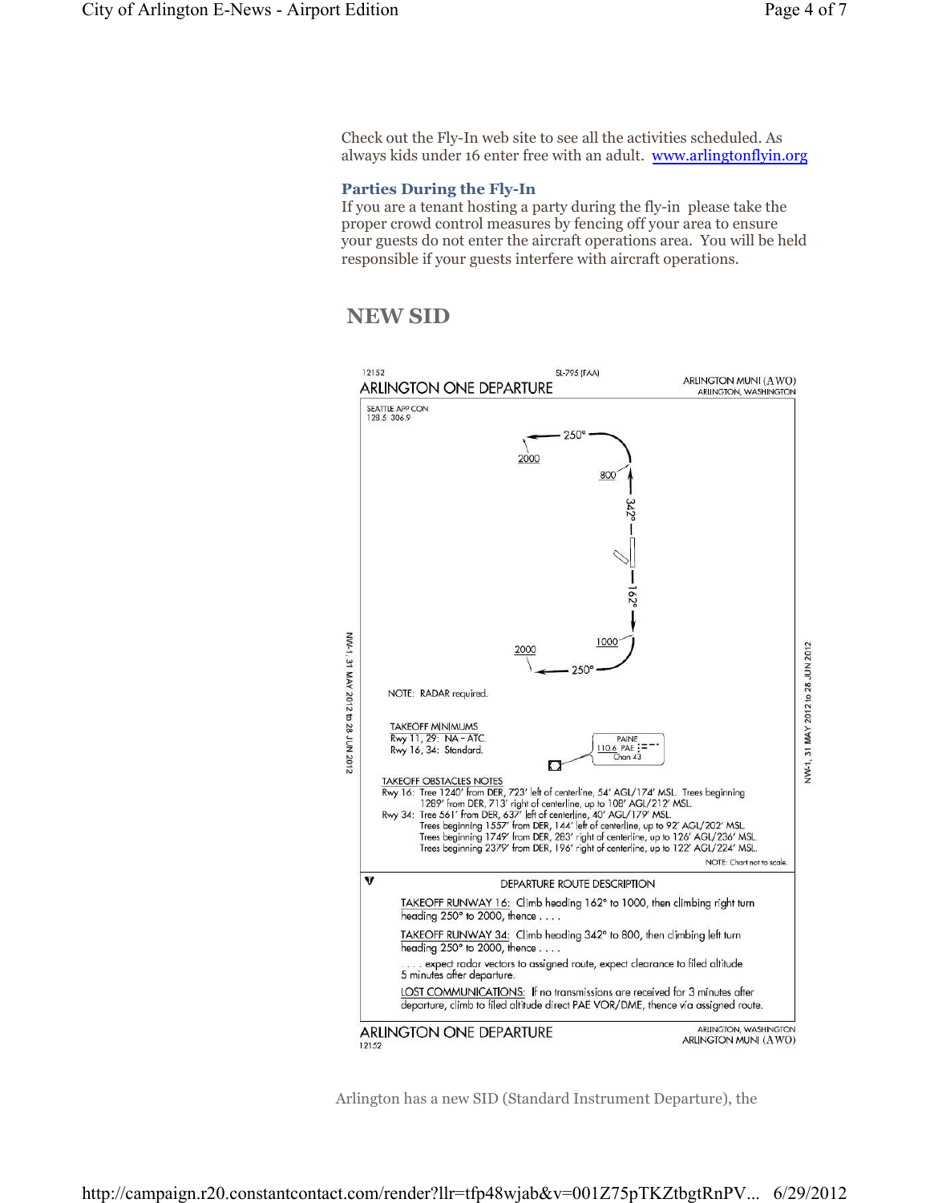Check out the Fly-In web site to see all the activities scheduled. As always kids under 16 enter free with an adult. www.arlingtonflyin.org

### Parties During the Fly-In

If you are a tenant hosting a party during the fly-in please take the proper crowd control measures by fencing off your area to ensure your guests do not enter the aircraft operations area. You will be held responsible if your guests interfere with aircraft operations.

## NEW SID

12152 SL-795 (FAA)

ARLINGTON ONE DEPARTURE

ARLINGTON MUNI (AWO)
ARLINGTON, WASHINGTON

SEATTLE APP CON
128.5 306.9

250° 2000 800 342° 162° 1000 250° 2000

NOTE: RADAR required.

TAKEOFF MINIMUMS
Rwy 11, 29: NA - ATC.
Rwy 16, 34: Standard.

PAINE
110.6 PAE
Chan 43

TAKEOFF OBSTACLES NOTES
Rwy 16: Tree 1240' from DER, 723' left of centerline, 54' AGL/174' MSL. Trees beginning 1289' from DER, 713' right of centerline, up to 108' AGL/212' MSL.
Rwy 34: Tree 561' from DER, 637' left of centerline, 40' AGL/179' MSL.
Trees beginning 1557' from DER, 144' left of centerline, up to 92' AGL/202' MSL.
Trees beginning 1749' from DER, 283' right of centerline, up to 126' AGL/236' MSL.
Trees beginning 2379' from DER, 196' right of centerline, up to 122' AGL/224' MSL.

NOTE: Chart not to scale.

NW-1, 31 MAY 2012 to 28 JUN 2012

DEPARTURE ROUTE DESCRIPTION

TAKEOFF RUNWAY 16: Climb heading 162° to 1000, then climbing right turn heading 250° to 2000, thence . . . .

TAKEOFF RUNWAY 34: Climb heading 342° to 800, then climbing left turn heading 250° to 2000, thence . . . .

. . . . expect radar vectors to assigned route, expect clearance to filed altitude 5 minutes after departure.

LOST COMMUNICATIONS: If no transmissions are received for 3 minutes after departure, climb to filed altitude direct PAE VOR/DME, thence via assigned route.

ARLINGTON ONE DEPARTURE
12152

ARLINGTON, WASHINGTON
ARLINGTON MUNI (AWO)

Arlington has a new SID (Standard Instrument Departure), the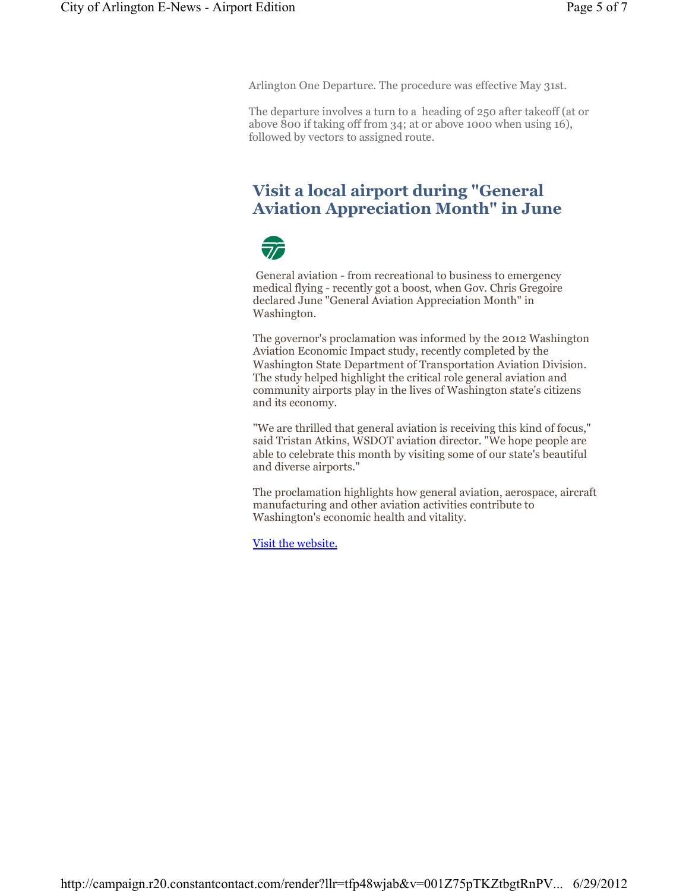Arlington One Departure. The procedure was effective May 31st.

The departure involves a turn to a heading of 250 after takeoff (at or above 800 if taking off from 34; at or above 1000 when using 16), followed by vectors to assigned route.

## Visit a local airport during "General Aviation Appreciation Month" in June

General aviation - from recreational to business to emergency medical flying - recently got a boost, when Gov. Chris Gregoire declared June "General Aviation Appreciation Month" in Washington.

The governor's proclamation was informed by the 2012 Washington Aviation Economic Impact study, recently completed by the Washington State Department of Transportation Aviation Division. The study helped highlight the critical role general aviation and community airports play in the lives of Washington state's citizens and its economy.

"We are thrilled that general aviation is receiving this kind of focus," said Tristan Atkins, WSDOT aviation director. "We hope people are able to celebrate this month by visiting some of our state's beautiful and diverse airports."

The proclamation highlights how general aviation, aerospace, aircraft manufacturing and other aviation activities contribute to Washington's economic health and vitality.

Visit the website.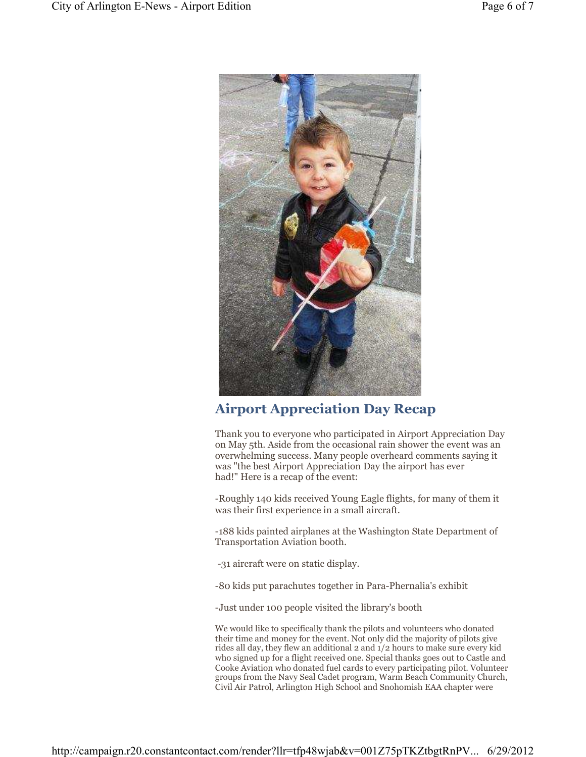## Airport Appreciation Day Recap

Thank you to everyone who participated in Airport Appreciation Day on May 5th. Aside from the occasional rain shower the event was an overwhelming success. Many people overheard comments saying it was "the best Airport Appreciation Day the airport has ever had!" Here is a recap of the event:

-Roughly 140 kids received Young Eagle flights, for many of them it was their first experience in a small aircraft.

-188 kids painted airplanes at the Washington State Department of Transportation Aviation booth.

-31 aircraft were on static display.

-80 kids put parachutes together in Para-Phernalia's exhibit

-Just under 100 people visited the library's booth

We would like to specifically thank the pilots and volunteers who donated their time and money for the event. Not only did the majority of pilots give rides all day, they flew an additional 2 and 1/2 hours to make sure every kid who signed up for a flight received one. Special thanks goes out to Castle and Cooke Aviation who donated fuel cards to every participating pilot. Volunteer groups from the Navy Seal Cadet program, Warm Beach Community Church, Civil Air Patrol, Arlington High School and Snohomish EAA chapter were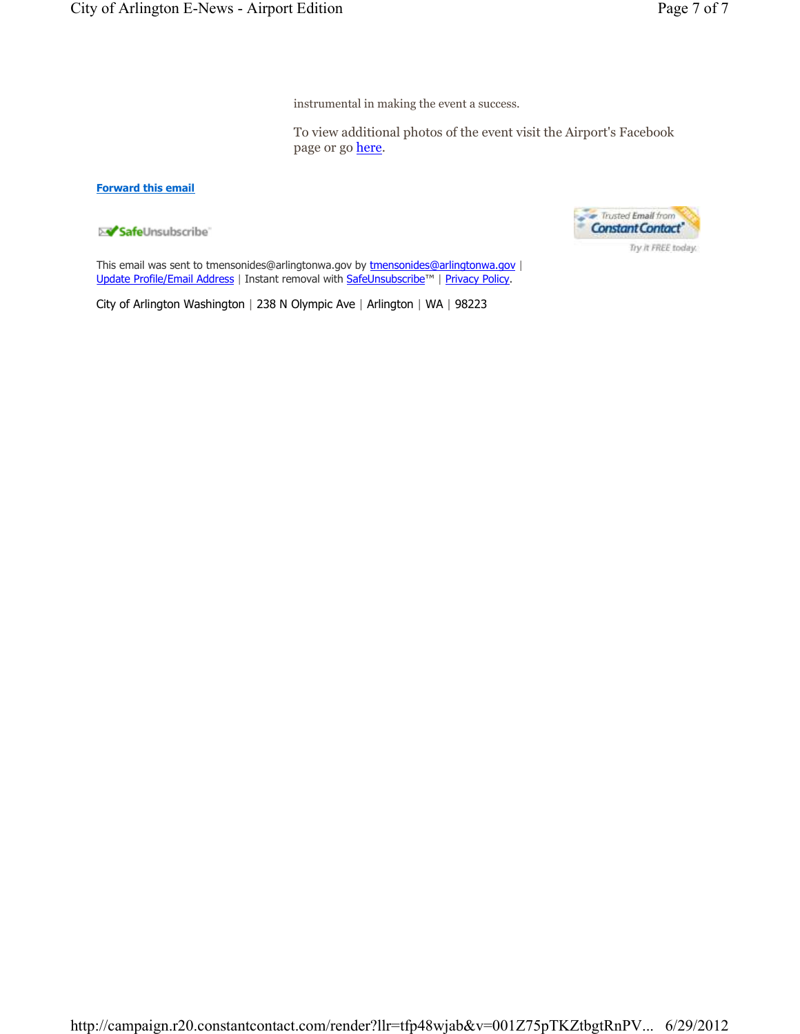instrumental in making the event a success.

To view additional photos of the event visit the Airport's Facebook page or go here.

**Forward this email**

SafeUnsubscribe

Trusted Email from Constant Contact

Try it FREE today.

This email was sent to tmensonides@arlingtonwa.gov by tmensonides@arlingtonwa.gov | Update Profile/Email Address | Instant removal with SafeUnsubscribe™ | Privacy Policy.

City of Arlington Washington | 238 N Olympic Ave | Arlington | WA | 98223